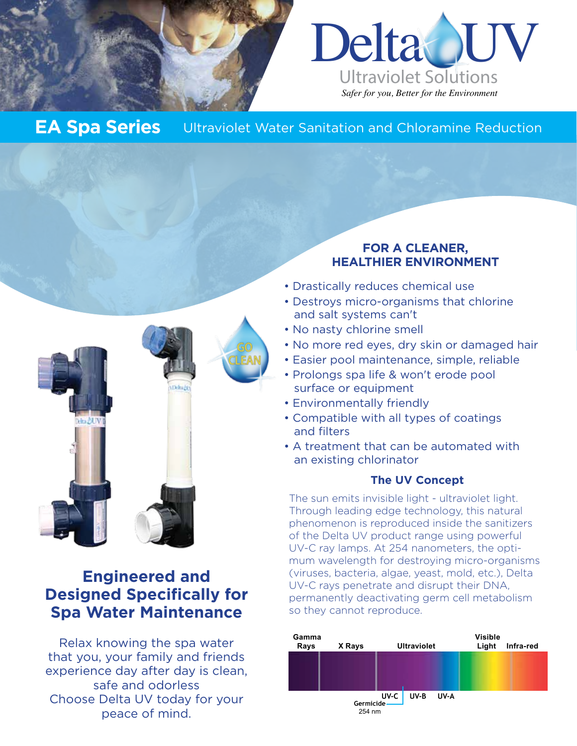# Delta UV

Ultraviolet Solutions

*Safer for you, Better for the Environment*

## EA Spa Series — Ultraviolet Water Sanitation and Chloramine Reduction

### FOR A CLEANER, HEALTHIER ENVIRONMENT

- Drastically reduces chemical use
- Destroys micro-organisms that chlorine and salt systems can't
- No nasty chlorine smell
- No more red eyes, dry skin or damaged hair
- Easier pool maintenance, simple, reliable
- Prolongs spa life & won't erode pool surface or equipment
- Environmentally friendly
- Compatible with all types of coatings and filters
- A treatment that can be automated with an existing chlorinator

### The UV Concept

The sun emits invisible light - ultraviolet light. Through leading edge technology, this natural phenomenon is reproduced inside the sanitizers of the Delta UV product range using powerful UV-C ray lamps. At 254 nanometers, the optimum wavelength for destroying micro-organisms (viruses, bacteria, algae, yeast, mold, etc.), Delta UV-C rays penetrate and disrupt their DNA, permanently deactivating germ cell metabolism so they cannot reproduce.

Gamma Rays | X Rays | Ultraviolet | Visible Light | Infra-red

UV-C | UV-B | UV-A

Germicide 254 nm

GO CLEAN

## Engineered and Designed Specifically for Spa Water Maintenance

Relax knowing the spa water that you, your family and friends experience day after day is clean, safe and odorless
Choose Delta UV today for your peace of mind.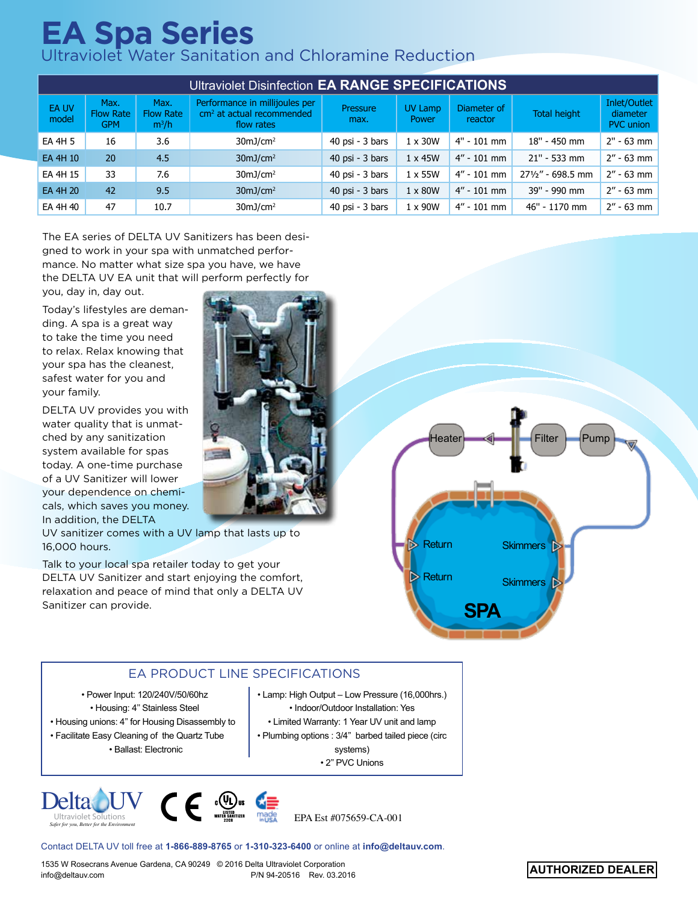# EA Spa Series

## Ultraviolet Water Sanitation and Chloramine Reduction

| Ultraviolet Disinfection **EA RANGE SPECIFICATIONS** | | | | | | | | |
|---|---|---|---|---|---|---|---|---|
| EA UV model | Max. Flow Rate GPM | Max. Flow Rate $m^3/h$ | Performance in millijoules per $cm^2$ at actual recommended flow rates | Pressure max. | UV Lamp Power | Diameter of reactor | Total height | Inlet/Outlet diameter PVC union |
| EA 4H 5 | 16 | 3.6 | $30mJ/cm^2$ | 40 psi - 3 bars | 1 x 30W | 4" - 101 mm | 18" - 450 mm | 2" - 63 mm |
| EA 4H 10 | 20 | 4.5 | $30mJ/cm^2$ | 40 psi - 3 bars | 1 x 45W | 4" - 101 mm | 21" - 533 mm | 2" - 63 mm |
| EA 4H 15 | 33 | 7.6 | $30mJ/cm^2$ | 40 psi - 3 bars | 1 x 55W | 4" - 101 mm | 27½" - 698.5 mm | 2" - 63 mm |
| EA 4H 20 | 42 | 9.5 | $30mJ/cm^2$ | 40 psi - 3 bars | 1 x 80W | 4" - 101 mm | 39" - 990 mm | 2" - 63 mm |
| EA 4H 40 | 47 | 10.7 | $30mJ/cm^2$ | 40 psi - 3 bars | 1 x 90W | 4" - 101 mm | 46" - 1170 mm | 2" - 63 mm |

The EA series of DELTA UV Sanitizers has been designed to work in your spa with unmatched performance. No matter what size spa you have, we have the DELTA UV EA unit that will perform perfectly for you, day in, day out.

Today's lifestyles are demanding. A spa is a great way to take the time you need to relax. Relax knowing that your spa has the cleanest, safest water for you and your family.

DELTA UV provides you with water quality that is unmatched by any sanitization system available for spas today. A one-time purchase of a UV Sanitizer will lower your dependence on chemicals, which saves you money. In addition, the DELTA UV sanitizer comes with a UV lamp that lasts up to 16,000 hours.

Talk to your local spa retailer today to get your DELTA UV Sanitizer and start enjoying the comfort, relaxation and peace of mind that only a DELTA UV Sanitizer can provide.

Heater
Filter
Pump
Return
Return
Skimmers
Skimmers
SPA

## EA PRODUCT LINE SPECIFICATIONS

- Power Input: 120/240V/50/60hz
- Housing: 4" Stainless Steel
- Housing unions: 4" for Housing Disassembly to
- Facilitate Easy Cleaning of the Quartz Tube
- Ballast: Electronic
- Lamp: High Output – Low Pressure (16,000hrs.)
- Indoor/Outdoor Installation: Yes
- Limited Warranty: 1 Year UV unit and lamp
- Plumbing options : 3/4" barbed tailed piece (circ systems)
- 2" PVC Unions

DeltaUV Ultraviolet Solutions *Safer for you, Better for the Environment*

LISTED WATER SANITIZER 22CR

made in USA

EPA Est #075659-CA-001

Contact DELTA UV toll free at **1-866-889-8765** or **1-310-323-6400** or online at **info@deltauv.com**.

1535 W Rosecrans Avenue Gardena, CA 90249 © 2016 Delta Ultraviolet Corporation
info@deltauv.com P/N 94-20516 Rev. 03.2016

**AUTHORIZED DEALER**